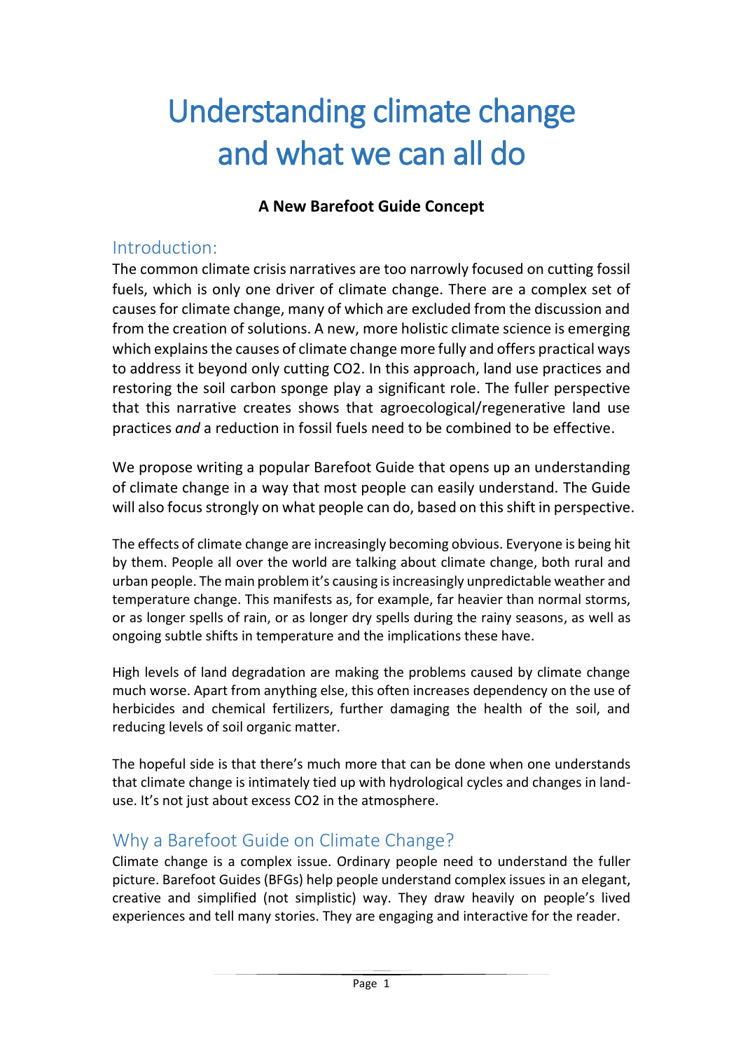# Understanding climate change and what we can all do

**A New Barefoot Guide Concept**

## Introduction:

The common climate crisis narratives are too narrowly focused on cutting fossil fuels, which is only one driver of climate change. There are a complex set of causes for climate change, many of which are excluded from the discussion and from the creation of solutions. A new, more holistic climate science is emerging which explains the causes of climate change more fully and offers practical ways to address it beyond only cutting CO2. In this approach, land use practices and restoring the soil carbon sponge play a significant role. The fuller perspective that this narrative creates shows that agroecological/regenerative land use practices *and* a reduction in fossil fuels need to be combined to be effective.

We propose writing a popular Barefoot Guide that opens up an understanding of climate change in a way that most people can easily understand. The Guide will also focus strongly on what people can do, based on this shift in perspective.

The effects of climate change are increasingly becoming obvious. Everyone is being hit by them. People all over the world are talking about climate change, both rural and urban people. The main problem it's causing is increasingly unpredictable weather and temperature change. This manifests as, for example, far heavier than normal storms, or as longer spells of rain, or as longer dry spells during the rainy seasons, as well as ongoing subtle shifts in temperature and the implications these have.

High levels of land degradation are making the problems caused by climate change much worse. Apart from anything else, this often increases dependency on the use of herbicides and chemical fertilizers, further damaging the health of the soil, and reducing levels of soil organic matter.

The hopeful side is that there's much more that can be done when one understands that climate change is intimately tied up with hydrological cycles and changes in land-use. It's not just about excess CO2 in the atmosphere.

## Why a Barefoot Guide on Climate Change?

Climate change is a complex issue. Ordinary people need to understand the fuller picture. Barefoot Guides (BFGs) help people understand complex issues in an elegant, creative and simplified (not simplistic) way. They draw heavily on people's lived experiences and tell many stories. They are engaging and interactive for the reader.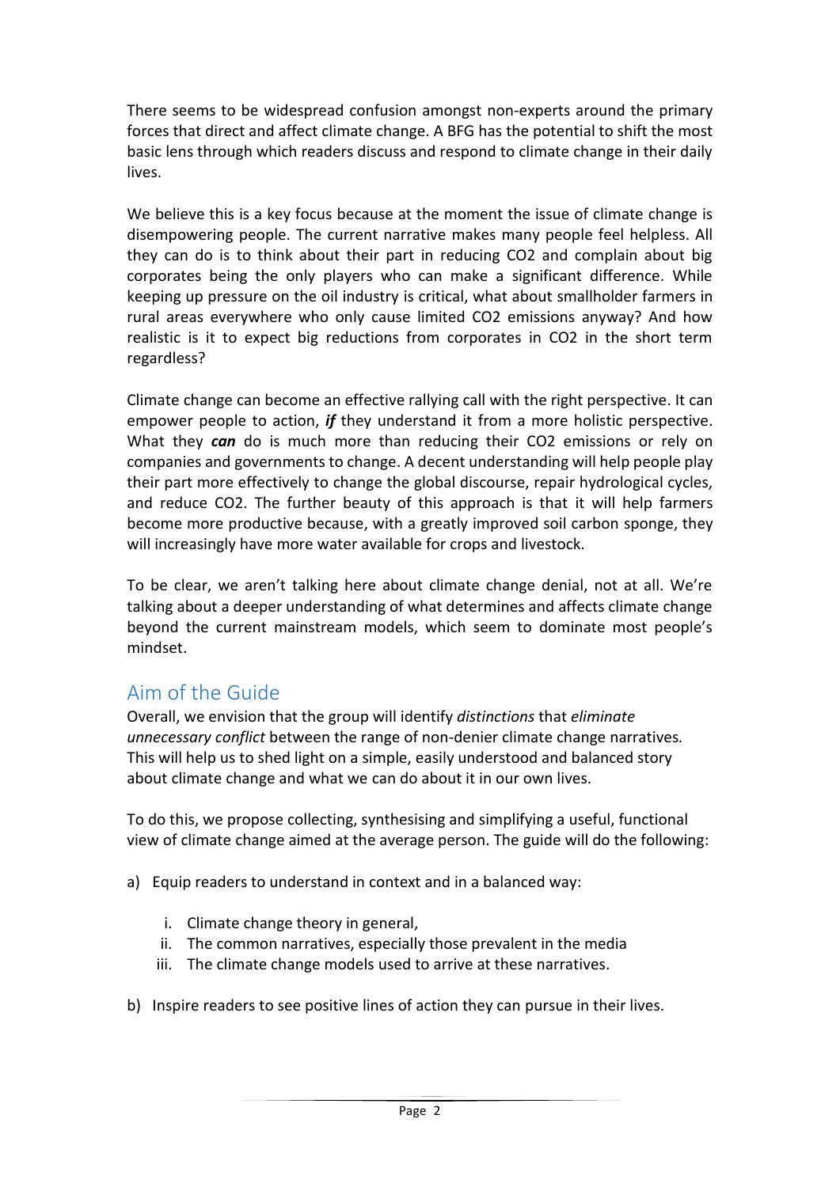There seems to be widespread confusion amongst non-experts around the primary forces that direct and affect climate change. A BFG has the potential to shift the most basic lens through which readers discuss and respond to climate change in their daily lives.

We believe this is a key focus because at the moment the issue of climate change is disempowering people. The current narrative makes many people feel helpless. All they can do is to think about their part in reducing $CO_2$ and complain about big corporates being the only players who can make a significant difference. While keeping up pressure on the oil industry is critical, what about smallholder farmers in rural areas everywhere who only cause limited $CO_2$ emissions anyway? And how realistic is it to expect big reductions from corporates in $CO_2$ in the short term regardless?

Climate change can become an effective rallying call with the right perspective. It can empower people to action, ***if*** they understand it from a more holistic perspective. What they ***can*** do is much more than reducing their $CO_2$ emissions or rely on companies and governments to change. A decent understanding will help people play their part more effectively to change the global discourse, repair hydrological cycles, and reduce $CO_2$. The further beauty of this approach is that it will help farmers become more productive because, with a greatly improved soil carbon sponge, they will increasingly have more water available for crops and livestock.

To be clear, we aren't talking here about climate change denial, not at all. We're talking about a deeper understanding of what determines and affects climate change beyond the current mainstream models, which seem to dominate most people's mindset.

## Aim of the Guide

Overall, we envision that the group will identify *distinctions* that *eliminate unnecessary conflict* between the range of non-denier climate change narratives. This will help us to shed light on a simple, easily understood and balanced story about climate change and what we can do about it in our own lives.

To do this, we propose collecting, synthesising and simplifying a useful, functional view of climate change aimed at the average person. The guide will do the following:

a) Equip readers to understand in context and in a balanced way:

   i. Climate change theory in general,
   ii. The common narratives, especially those prevalent in the media
   iii. The climate change models used to arrive at these narratives.

b) Inspire readers to see positive lines of action they can pursue in their lives.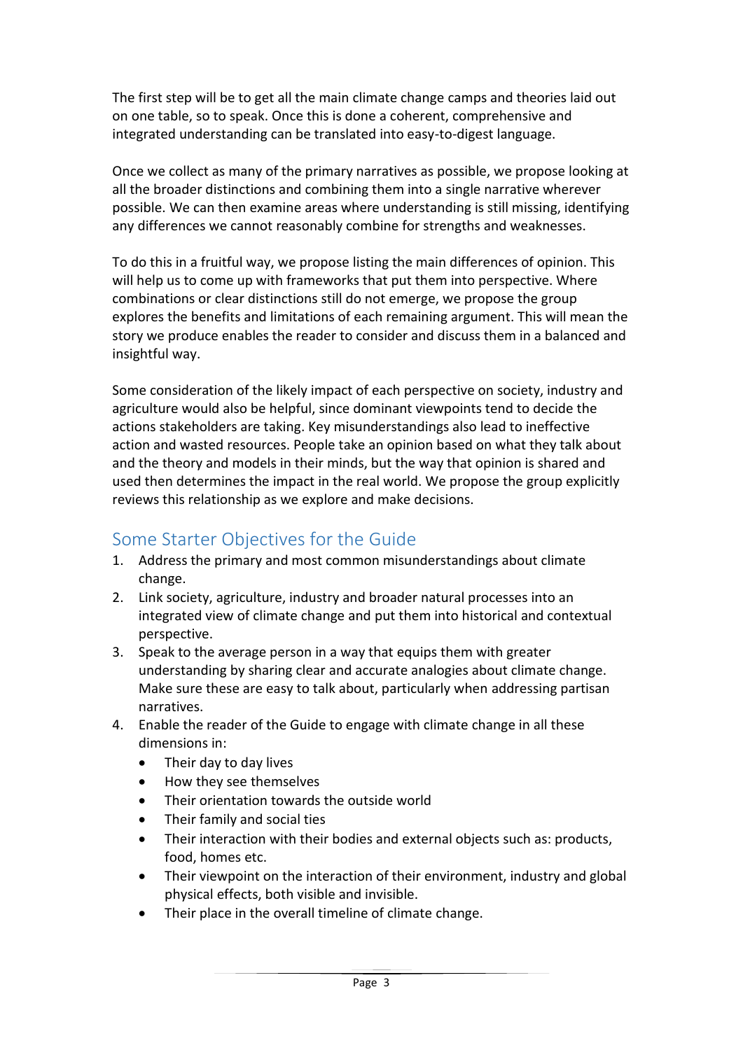The first step will be to get all the main climate change camps and theories laid out on one table, so to speak. Once this is done a coherent, comprehensive and integrated understanding can be translated into easy-to-digest language.

Once we collect as many of the primary narratives as possible, we propose looking at all the broader distinctions and combining them into a single narrative wherever possible. We can then examine areas where understanding is still missing, identifying any differences we cannot reasonably combine for strengths and weaknesses.

To do this in a fruitful way, we propose listing the main differences of opinion. This will help us to come up with frameworks that put them into perspective. Where combinations or clear distinctions still do not emerge, we propose the group explores the benefits and limitations of each remaining argument. This will mean the story we produce enables the reader to consider and discuss them in a balanced and insightful way.

Some consideration of the likely impact of each perspective on society, industry and agriculture would also be helpful, since dominant viewpoints tend to decide the actions stakeholders are taking. Key misunderstandings also lead to ineffective action and wasted resources. People take an opinion based on what they talk about and the theory and models in their minds, but the way that opinion is shared and used then determines the impact in the real world. We propose the group explicitly reviews this relationship as we explore and make decisions.

## Some Starter Objectives for the Guide

1. Address the primary and most common misunderstandings about climate change.
2. Link society, agriculture, industry and broader natural processes into an integrated view of climate change and put them into historical and contextual perspective.
3. Speak to the average person in a way that equips them with greater understanding by sharing clear and accurate analogies about climate change. Make sure these are easy to talk about, particularly when addressing partisan narratives.
4. Enable the reader of the Guide to engage with climate change in all these dimensions in:
   - Their day to day lives
   - How they see themselves
   - Their orientation towards the outside world
   - Their family and social ties
   - Their interaction with their bodies and external objects such as: products, food, homes etc.
   - Their viewpoint on the interaction of their environment, industry and global physical effects, both visible and invisible.
   - Their place in the overall timeline of climate change.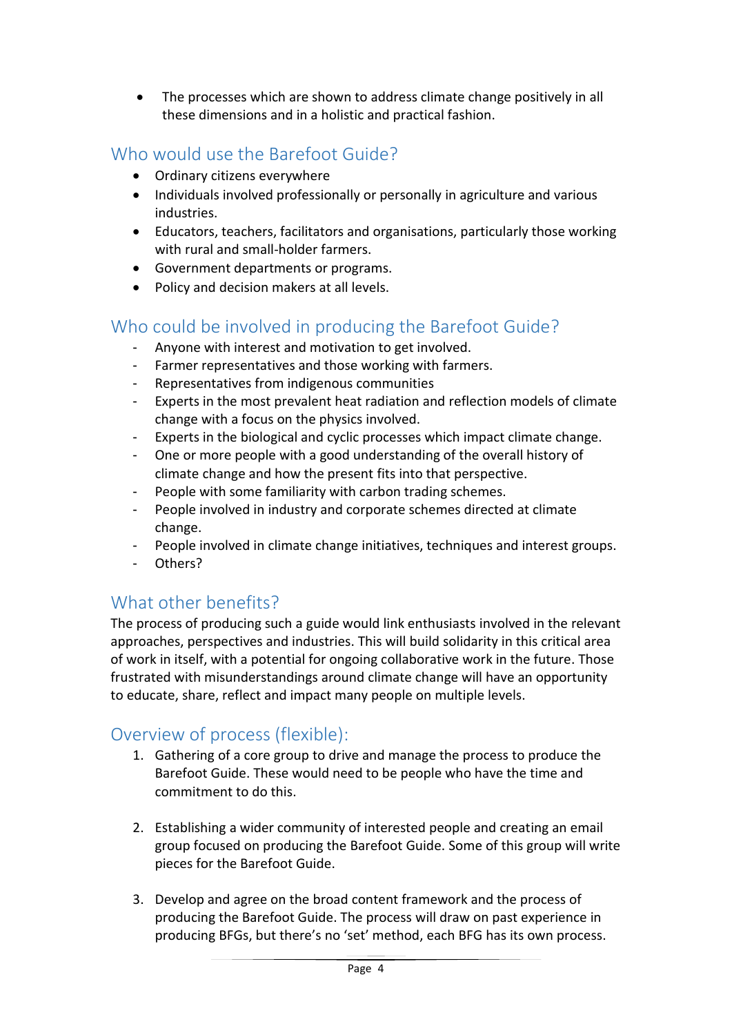- The processes which are shown to address climate change positively in all these dimensions and in a holistic and practical fashion.

## Who would use the Barefoot Guide?

- Ordinary citizens everywhere
- Individuals involved professionally or personally in agriculture and various industries.
- Educators, teachers, facilitators and organisations, particularly those working with rural and small-holder farmers.
- Government departments or programs.
- Policy and decision makers at all levels.

## Who could be involved in producing the Barefoot Guide?

- Anyone with interest and motivation to get involved.
- Farmer representatives and those working with farmers.
- Representatives from indigenous communities
- Experts in the most prevalent heat radiation and reflection models of climate change with a focus on the physics involved.
- Experts in the biological and cyclic processes which impact climate change.
- One or more people with a good understanding of the overall history of climate change and how the present fits into that perspective.
- People with some familiarity with carbon trading schemes.
- People involved in industry and corporate schemes directed at climate change.
- People involved in climate change initiatives, techniques and interest groups.
- Others?

## What other benefits?

The process of producing such a guide would link enthusiasts involved in the relevant approaches, perspectives and industries. This will build solidarity in this critical area of work in itself, with a potential for ongoing collaborative work in the future. Those frustrated with misunderstandings around climate change will have an opportunity to educate, share, reflect and impact many people on multiple levels.

## Overview of process (flexible):

1. Gathering of a core group to drive and manage the process to produce the Barefoot Guide. These would need to be people who have the time and commitment to do this.

2. Establishing a wider community of interested people and creating an email group focused on producing the Barefoot Guide. Some of this group will write pieces for the Barefoot Guide.

3. Develop and agree on the broad content framework and the process of producing the Barefoot Guide. The process will draw on past experience in producing BFGs, but there's no 'set' method, each BFG has its own process.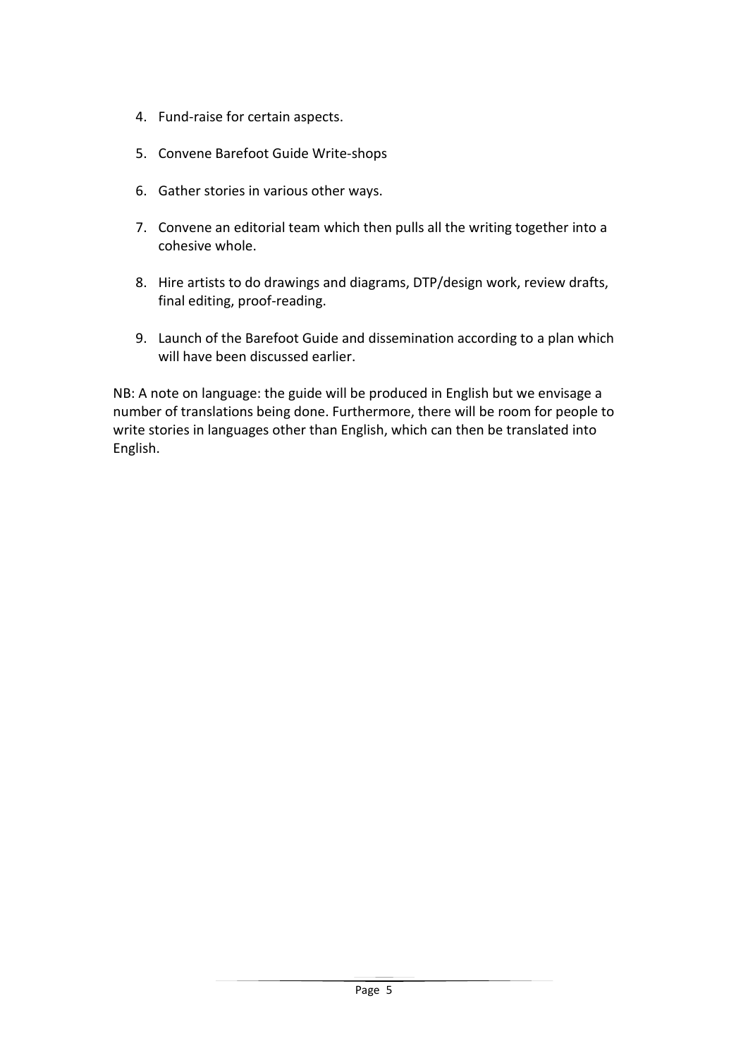4. Fund-raise for certain aspects.

5. Convene Barefoot Guide Write-shops

6. Gather stories in various other ways.

7. Convene an editorial team which then pulls all the writing together into a cohesive whole.

8. Hire artists to do drawings and diagrams, DTP/design work, review drafts, final editing, proof-reading.

9. Launch of the Barefoot Guide and dissemination according to a plan which will have been discussed earlier.

NB: A note on language: the guide will be produced in English but we envisage a number of translations being done. Furthermore, there will be room for people to write stories in languages other than English, which can then be translated into English.